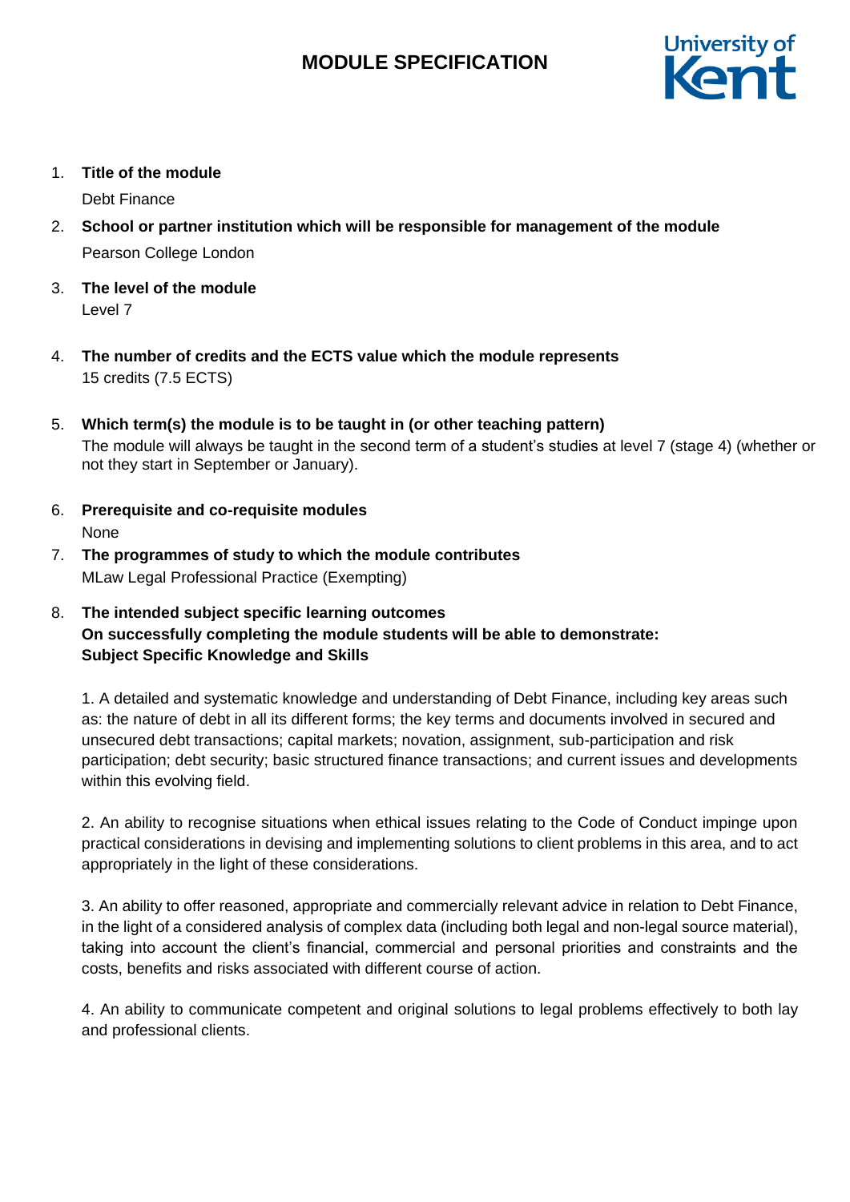# MODULE SPECIFICATION

1. **Title of the module**

   Debt Finance

2. **School or partner institution which will be responsible for management of the module**

   Pearson College London

3. **The level of the module**

   Level 7

4. **The number of credits and the ECTS value which the module represents**

   15 credits (7.5 ECTS)

5. **Which term(s) the module is to be taught in (or other teaching pattern)**

   The module will always be taught in the second term of a student's studies at level 7 (stage 4) (whether or not they start in September or January).

6. **Prerequisite and co-requisite modules**

   None

7. **The programmes of study to which the module contributes**

   MLaw Legal Professional Practice (Exempting)

8. **The intended subject specific learning outcomes**
   **On successfully completing the module students will be able to demonstrate:**
   **Subject Specific Knowledge and Skills**

   1. A detailed and systematic knowledge and understanding of Debt Finance, including key areas such as: the nature of debt in all its different forms; the key terms and documents involved in secured and unsecured debt transactions; capital markets; novation, assignment, sub-participation and risk participation; debt security; basic structured finance transactions; and current issues and developments within this evolving field.

   2. An ability to recognise situations when ethical issues relating to the Code of Conduct impinge upon practical considerations in devising and implementing solutions to client problems in this area, and to act appropriately in the light of these considerations.

   3. An ability to offer reasoned, appropriate and commercially relevant advice in relation to Debt Finance, in the light of a considered analysis of complex data (including both legal and non-legal source material), taking into account the client's financial, commercial and personal priorities and constraints and the costs, benefits and risks associated with different course of action.

   4. An ability to communicate competent and original solutions to legal problems effectively to both lay and professional clients.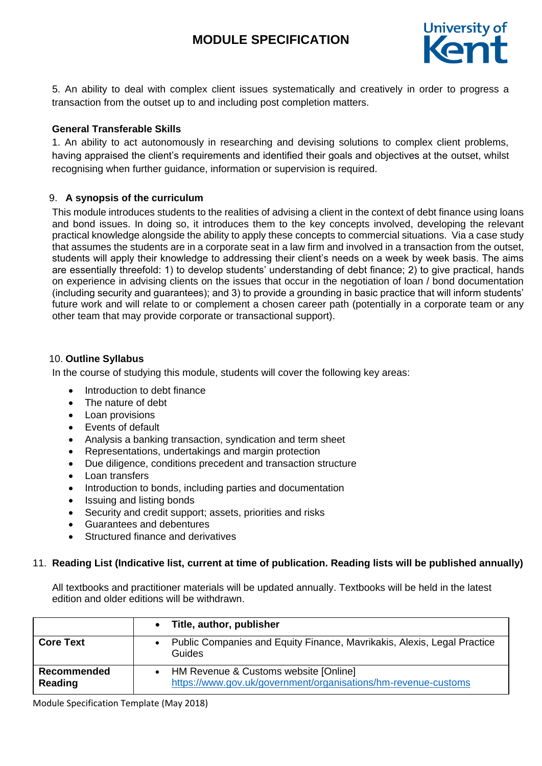5. An ability to deal with complex client issues systematically and creatively in order to progress a transaction from the outset up to and including post completion matters.

**General Transferable Skills**

1. An ability to act autonomously in researching and devising solutions to complex client problems, having appraised the client's requirements and identified their goals and objectives at the outset, whilst recognising when further guidance, information or supervision is required.

## 9. A synopsis of the curriculum

This module introduces students to the realities of advising a client in the context of debt finance using loans and bond issues. In doing so, it introduces them to the key concepts involved, developing the relevant practical knowledge alongside the ability to apply these concepts to commercial situations. Via a case study that assumes the students are in a corporate seat in a law firm and involved in a transaction from the outset, students will apply their knowledge to addressing their client's needs on a week by week basis. The aims are essentially threefold: 1) to develop students' understanding of debt finance; 2) to give practical, hands on experience in advising clients on the issues that occur in the negotiation of loan / bond documentation (including security and guarantees); and 3) to provide a grounding in basic practice that will inform students' future work and will relate to or complement a chosen career path (potentially in a corporate team or any other team that may provide corporate or transactional support).

## 10. Outline Syllabus

In the course of studying this module, students will cover the following key areas:

- Introduction to debt finance
- The nature of debt
- Loan provisions
- Events of default
- Analysis a banking transaction, syndication and term sheet
- Representations, undertakings and margin protection
- Due diligence, conditions precedent and transaction structure
- Loan transfers
- Introduction to bonds, including parties and documentation
- Issuing and listing bonds
- Security and credit support; assets, priorities and risks
- Guarantees and debentures
- Structured finance and derivatives

## 11. Reading List (Indicative list, current at time of publication. Reading lists will be published annually)

All textbooks and practitioner materials will be updated annually. Textbooks will be held in the latest edition and older editions will be withdrawn.

| | **Title, author, publisher** |
|---|---|
| **Core Text** | Public Companies and Equity Finance, Mavrikakis, Alexis, Legal Practice Guides |
| **Recommended Reading** | HM Revenue & Customs website [Online] https://www.gov.uk/government/organisations/hm-revenue-customs |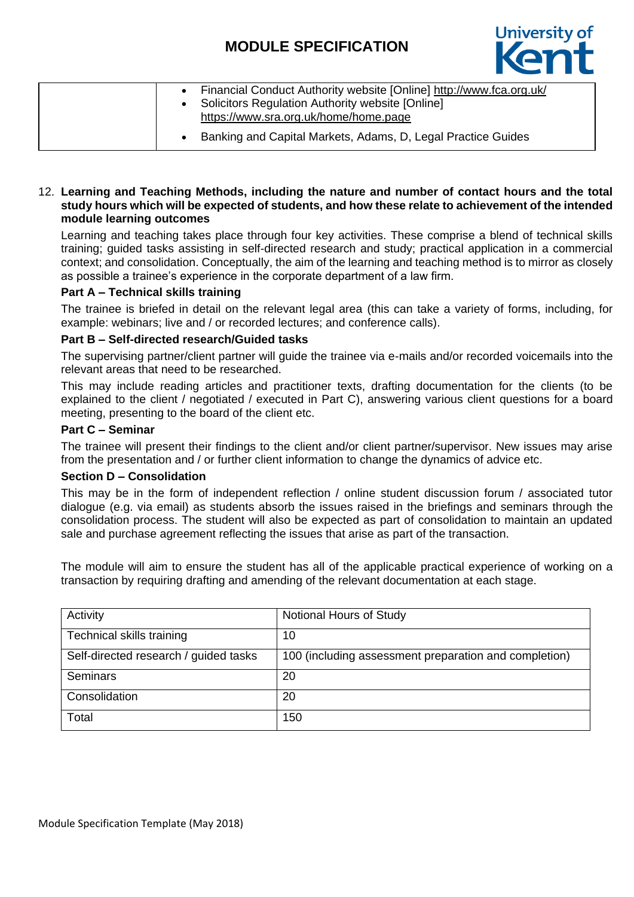| | |
|---|---|
| | • Financial Conduct Authority website [Online] http://www.fca.org.uk/<br>• Solicitors Regulation Authority website [Online] https://www.sra.org.uk/home/home.page<br>• Banking and Capital Markets, Adams, D, Legal Practice Guides |

12. **Learning and Teaching Methods, including the nature and number of contact hours and the total study hours which will be expected of students, and how these relate to achievement of the intended module learning outcomes**

Learning and teaching takes place through four key activities. These comprise a blend of technical skills training; guided tasks assisting in self-directed research and study; practical application in a commercial context; and consolidation. Conceptually, the aim of the learning and teaching method is to mirror as closely as possible a trainee's experience in the corporate department of a law firm.

**Part A – Technical skills training**

The trainee is briefed in detail on the relevant legal area (this can take a variety of forms, including, for example: webinars; live and / or recorded lectures; and conference calls).

**Part B – Self-directed research/Guided tasks**

The supervising partner/client partner will guide the trainee via e-mails and/or recorded voicemails into the relevant areas that need to be researched.

This may include reading articles and practitioner texts, drafting documentation for the clients (to be explained to the client / negotiated / executed in Part C), answering various client questions for a board meeting, presenting to the board of the client etc.

**Part C – Seminar**

The trainee will present their findings to the client and/or client partner/supervisor. New issues may arise from the presentation and / or further client information to change the dynamics of advice etc.

**Section D – Consolidation**

This may be in the form of independent reflection / online student discussion forum / associated tutor dialogue (e.g. via email) as students absorb the issues raised in the briefings and seminars through the consolidation process. The student will also be expected as part of consolidation to maintain an updated sale and purchase agreement reflecting the issues that arise as part of the transaction.

The module will aim to ensure the student has all of the applicable practical experience of working on a transaction by requiring drafting and amending of the relevant documentation at each stage.

| Activity | Notional Hours of Study |
|---|---|
| Technical skills training | 10 |
| Self-directed research / guided tasks | 100 (including assessment preparation and completion) |
| Seminars | 20 |
| Consolidation | 20 |
| Total | 150 |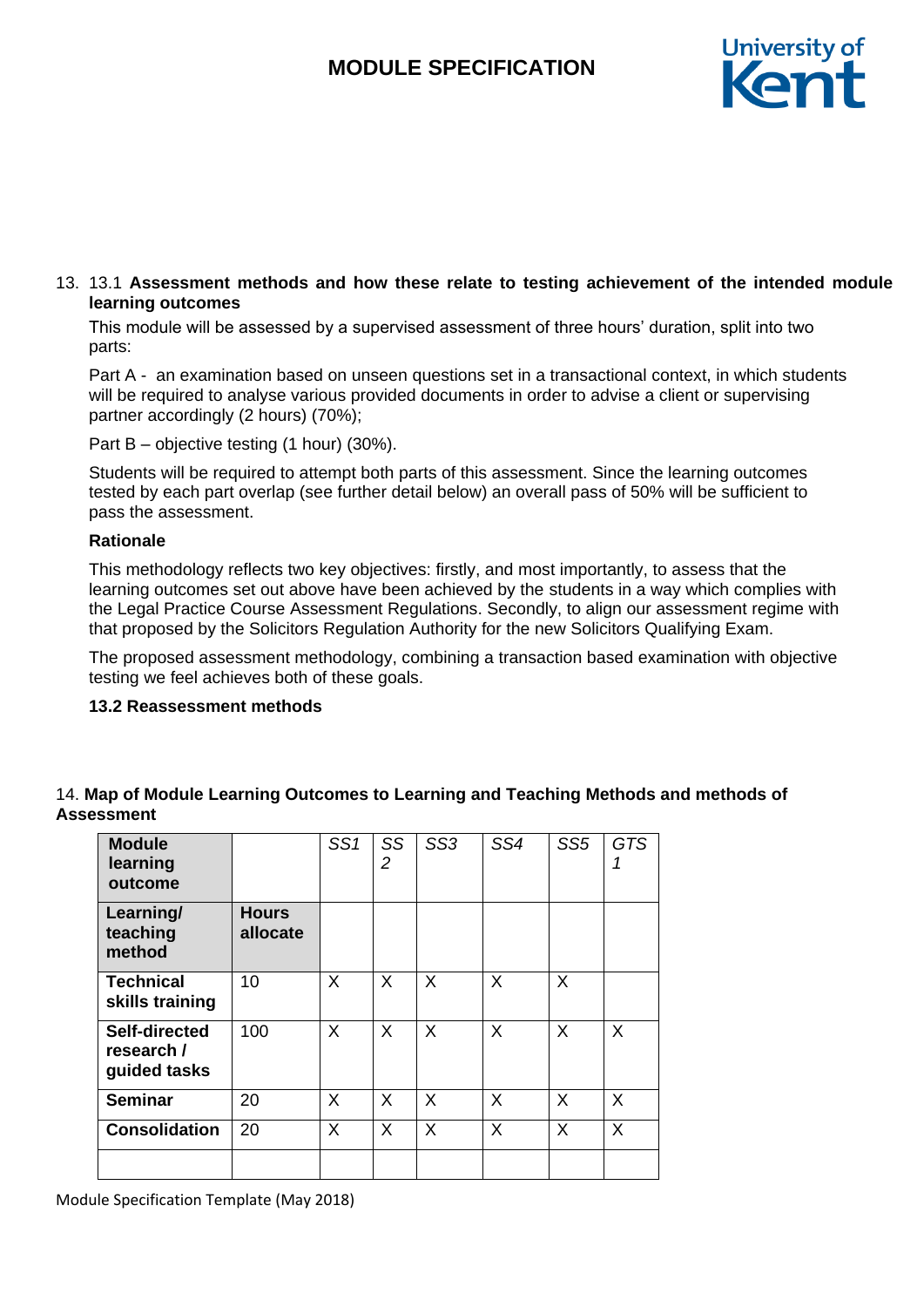13. 13.1 **Assessment methods and how these relate to testing achievement of the intended module learning outcomes**

This module will be assessed by a supervised assessment of three hours' duration, split into two parts:

Part A - an examination based on unseen questions set in a transactional context, in which students will be required to analyse various provided documents in order to advise a client or supervising partner accordingly (2 hours) (70%);

Part B – objective testing (1 hour) (30%).

Students will be required to attempt both parts of this assessment. Since the learning outcomes tested by each part overlap (see further detail below) an overall pass of 50% will be sufficient to pass the assessment.

**Rationale**

This methodology reflects two key objectives: firstly, and most importantly, to assess that the learning outcomes set out above have been achieved by the students in a way which complies with the Legal Practice Course Assessment Regulations. Secondly, to align our assessment regime with that proposed by the Solicitors Regulation Authority for the new Solicitors Qualifying Exam.

The proposed assessment methodology, combining a transaction based examination with objective testing we feel achieves both of these goals.

**13.2 Reassessment methods**

14. **Map of Module Learning Outcomes to Learning and Teaching Methods and methods of Assessment**

| **Module learning outcome** | | *SS1* | *SS 2* | *SS3* | *SS4* | *SS5* | *GTS 1* |
|---|---|---|---|---|---|---|---|
| **Learning/ teaching method** | **Hours allocate** | | | | | | |
| **Technical skills training** | 10 | X | X | X | X | X | |
| **Self-directed research / guided tasks** | 100 | X | X | X | X | X | X |
| **Seminar** | 20 | X | X | X | X | X | X |
| **Consolidation** | 20 | X | X | X | X | X | X |
| | | | | | | | |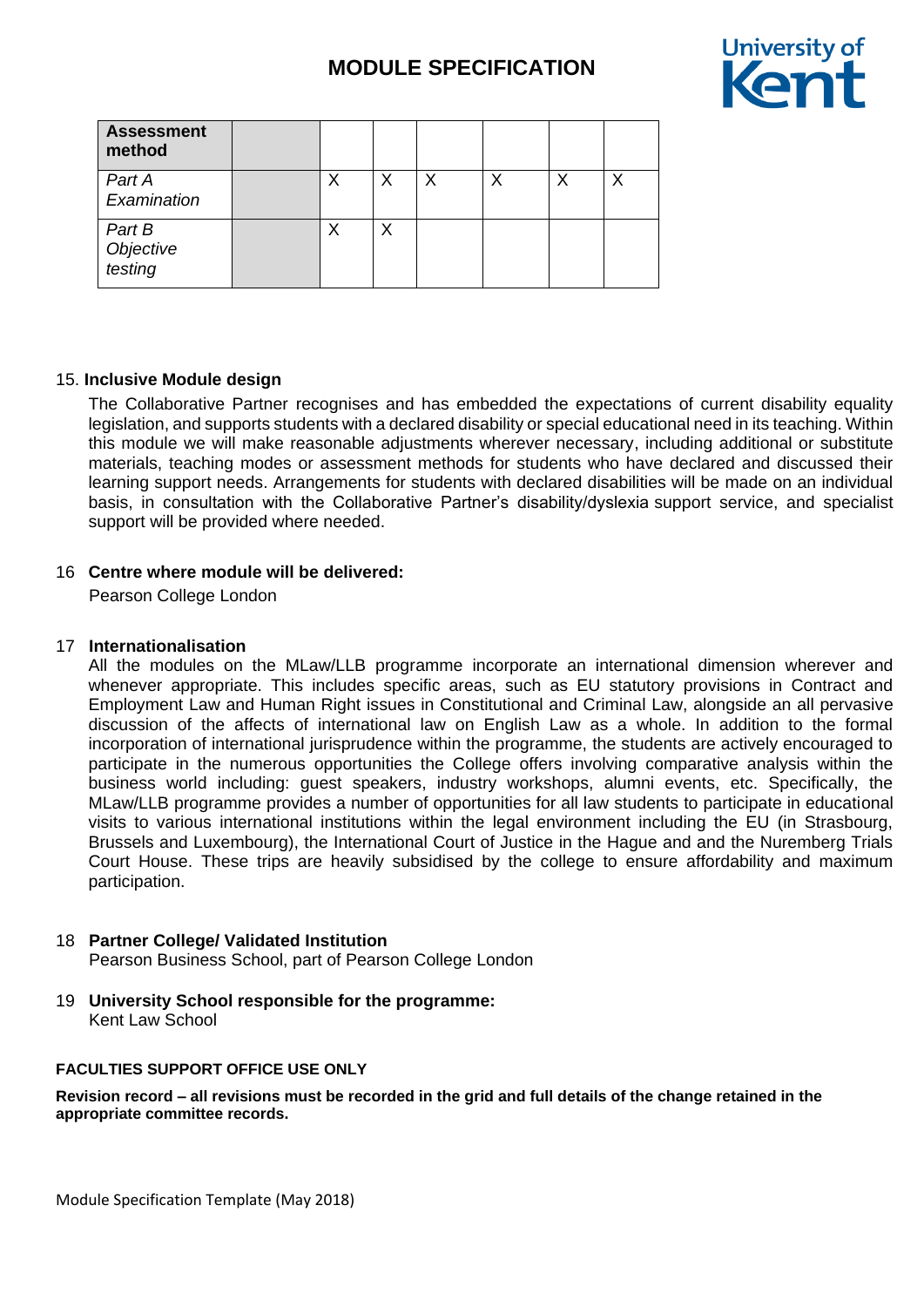| Assessment method | | | | | | | |
|---|---|---|---|---|---|---|---|
| *Part A Examination* | | X | X | X | X | X | X |
| *Part B Objective testing* | | X | X | | | | |

15. **Inclusive Module design**

The Collaborative Partner recognises and has embedded the expectations of current disability equality legislation, and supports students with a declared disability or special educational need in its teaching. Within this module we will make reasonable adjustments wherever necessary, including additional or substitute materials, teaching modes or assessment methods for students who have declared and discussed their learning support needs. Arrangements for students with declared disabilities will be made on an individual basis, in consultation with the Collaborative Partner's disability/dyslexia support service, and specialist support will be provided where needed.

16 **Centre where module will be delivered:**

Pearson College London

17 **Internationalisation**

All the modules on the MLaw/LLB programme incorporate an international dimension wherever and whenever appropriate. This includes specific areas, such as EU statutory provisions in Contract and Employment Law and Human Right issues in Constitutional and Criminal Law, alongside an all pervasive discussion of the affects of international law on English Law as a whole. In addition to the formal incorporation of international jurisprudence within the programme, the students are actively encouraged to participate in the numerous opportunities the College offers involving comparative analysis within the business world including: guest speakers, industry workshops, alumni events, etc. Specifically, the MLaw/LLB programme provides a number of opportunities for all law students to participate in educational visits to various international institutions within the legal environment including the EU (in Strasbourg, Brussels and Luxembourg), the International Court of Justice in the Hague and and the Nuremberg Trials Court House. These trips are heavily subsidised by the college to ensure affordability and maximum participation.

18 **Partner College/ Validated Institution**

Pearson Business School, part of Pearson College London

19 **University School responsible for the programme:**

Kent Law School

**FACULTIES SUPPORT OFFICE USE ONLY**

**Revision record – all revisions must be recorded in the grid and full details of the change retained in the appropriate committee records.**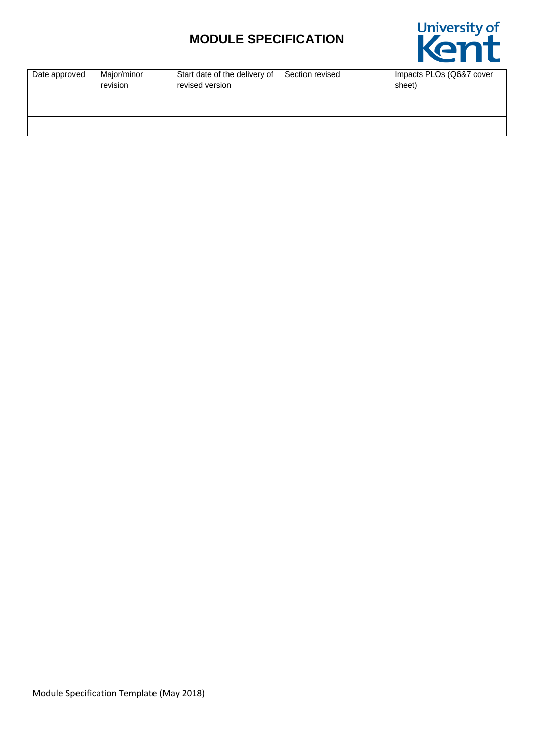# MODULE SPECIFICATION

| Date approved | Major/minor revision | Start date of the delivery of revised version | Section revised | Impacts PLOs (Q6&7 cover sheet) |
|---|---|---|---|---|
| | | | | |
| | | | | |